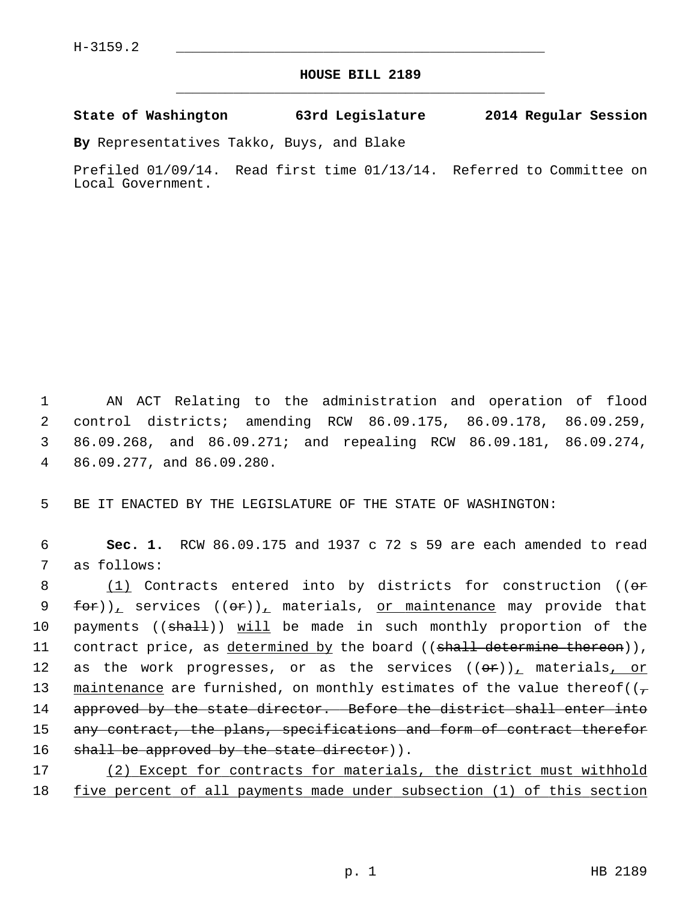H-3159.2

## HOUSE BILL 2189

**State of Washington 63rd Legislature 2014 Regular Session**

**By** Representatives Takko, Buys, and Blake

Prefiled 01/09/14. Read first time 01/13/14. Referred to Committee on Local Government.

AN ACT Relating to the administration and operation of flood control districts; amending RCW 86.09.175, 86.09.178, 86.09.259, 86.09.268, and 86.09.271; and repealing RCW 86.09.181, 86.09.274, 86.09.277, and 86.09.280.

BE IT ENACTED BY THE LEGISLATURE OF THE STATE OF WASHINGTON:

**Sec. 1.** RCW 86.09.175 and 1937 c 72 s 59 are each amended to read as follows:

(1) Contracts entered into by districts for construction ((~~or for~~)), services ((~~or~~)), materials, or maintenance may provide that payments ((~~shall~~)) will be made in such monthly proportion of the contract price, as determined by the board ((~~shall determine thereon~~)), as the work progresses, or as the services ((~~or~~)), materials, or maintenance are furnished, on monthly estimates of the value thereof((~~, approved by the state director. Before the district shall enter into any contract, the plans, specifications and form of contract therefor shall be approved by the state director~~)).

(2) Except for contracts for materials, the district must withhold five percent of all payments made under subsection (1) of this section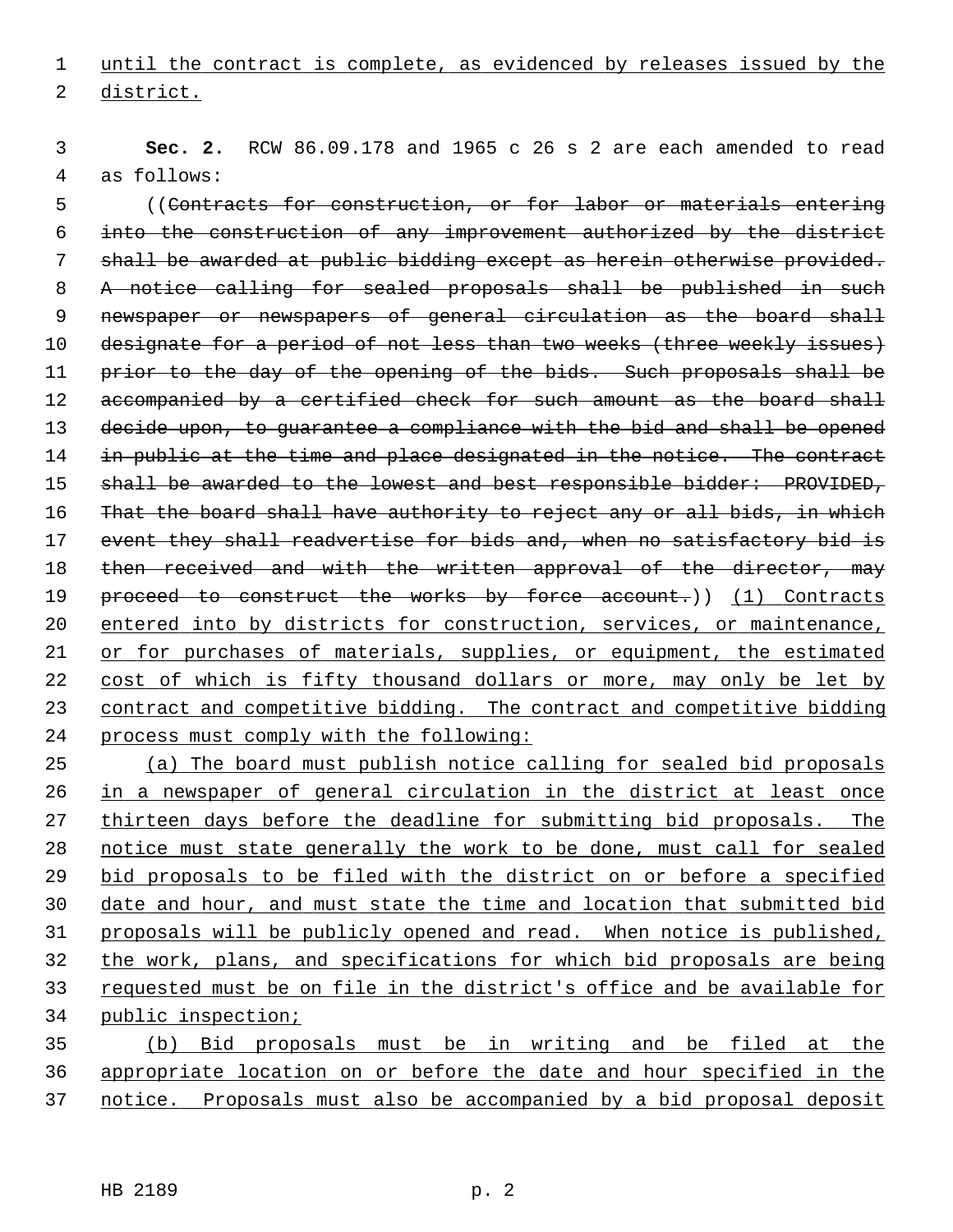until the contract is complete, as evidenced by releases issued by the district.

**Sec. 2.** RCW 86.09.178 and 1965 c 26 s 2 are each amended to read as follows:

((~~Contracts for construction, or for labor or materials entering into the construction of any improvement authorized by the district shall be awarded at public bidding except as herein otherwise provided. A notice calling for sealed proposals shall be published in such newspaper or newspapers of general circulation as the board shall designate for a period of not less than two weeks (three weekly issues) prior to the day of the opening of the bids. Such proposals shall be accompanied by a certified check for such amount as the board shall decide upon, to guarantee a compliance with the bid and shall be opened in public at the time and place designated in the notice. The contract shall be awarded to the lowest and best responsible bidder: PROVIDED, That the board shall have authority to reject any or all bids, in which event they shall readvertise for bids and, when no satisfactory bid is then received and with the written approval of the director, may proceed to construct the works by force account.~~)) <u>(1) Contracts entered into by districts for construction, services, or maintenance, or for purchases of materials, supplies, or equipment, the estimated cost of which is fifty thousand dollars or more, may only be let by contract and competitive bidding. The contract and competitive bidding process must comply with the following:</u>

<u>(a) The board must publish notice calling for sealed bid proposals in a newspaper of general circulation in the district at least once thirteen days before the deadline for submitting bid proposals. The notice must state generally the work to be done, must call for sealed bid proposals to be filed with the district on or before a specified date and hour, and must state the time and location that submitted bid proposals will be publicly opened and read. When notice is published, the work, plans, and specifications for which bid proposals are being requested must be on file in the district's office and be available for public inspection;</u>

<u>(b) Bid proposals must be in writing and be filed at the appropriate location on or before the date and hour specified in the notice. Proposals must also be accompanied by a bid proposal deposit</u>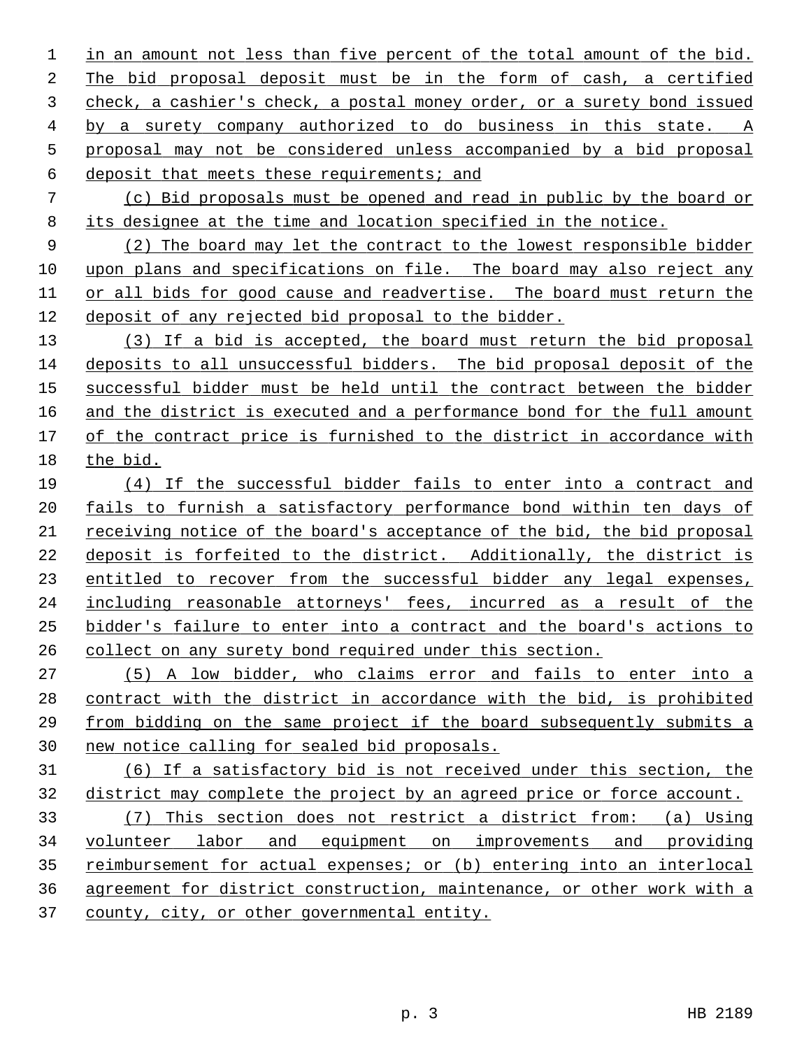in an amount not less than five percent of the total amount of the bid. The bid proposal deposit must be in the form of cash, a certified check, a cashier's check, a postal money order, or a surety bond issued by a surety company authorized to do business in this state. A proposal may not be considered unless accompanied by a bid proposal deposit that meets these requirements; and

(c) Bid proposals must be opened and read in public by the board or its designee at the time and location specified in the notice.

(2) The board may let the contract to the lowest responsible bidder upon plans and specifications on file. The board may also reject any or all bids for good cause and readvertise. The board must return the deposit of any rejected bid proposal to the bidder.

(3) If a bid is accepted, the board must return the bid proposal deposits to all unsuccessful bidders. The bid proposal deposit of the successful bidder must be held until the contract between the bidder and the district is executed and a performance bond for the full amount of the contract price is furnished to the district in accordance with the bid.

(4) If the successful bidder fails to enter into a contract and fails to furnish a satisfactory performance bond within ten days of receiving notice of the board's acceptance of the bid, the bid proposal deposit is forfeited to the district. Additionally, the district is entitled to recover from the successful bidder any legal expenses, including reasonable attorneys' fees, incurred as a result of the bidder's failure to enter into a contract and the board's actions to collect on any surety bond required under this section.

(5) A low bidder, who claims error and fails to enter into a contract with the district in accordance with the bid, is prohibited from bidding on the same project if the board subsequently submits a new notice calling for sealed bid proposals.

(6) If a satisfactory bid is not received under this section, the district may complete the project by an agreed price or force account.

(7) This section does not restrict a district from: (a) Using volunteer labor and equipment on improvements and providing reimbursement for actual expenses; or (b) entering into an interlocal agreement for district construction, maintenance, or other work with a county, city, or other governmental entity.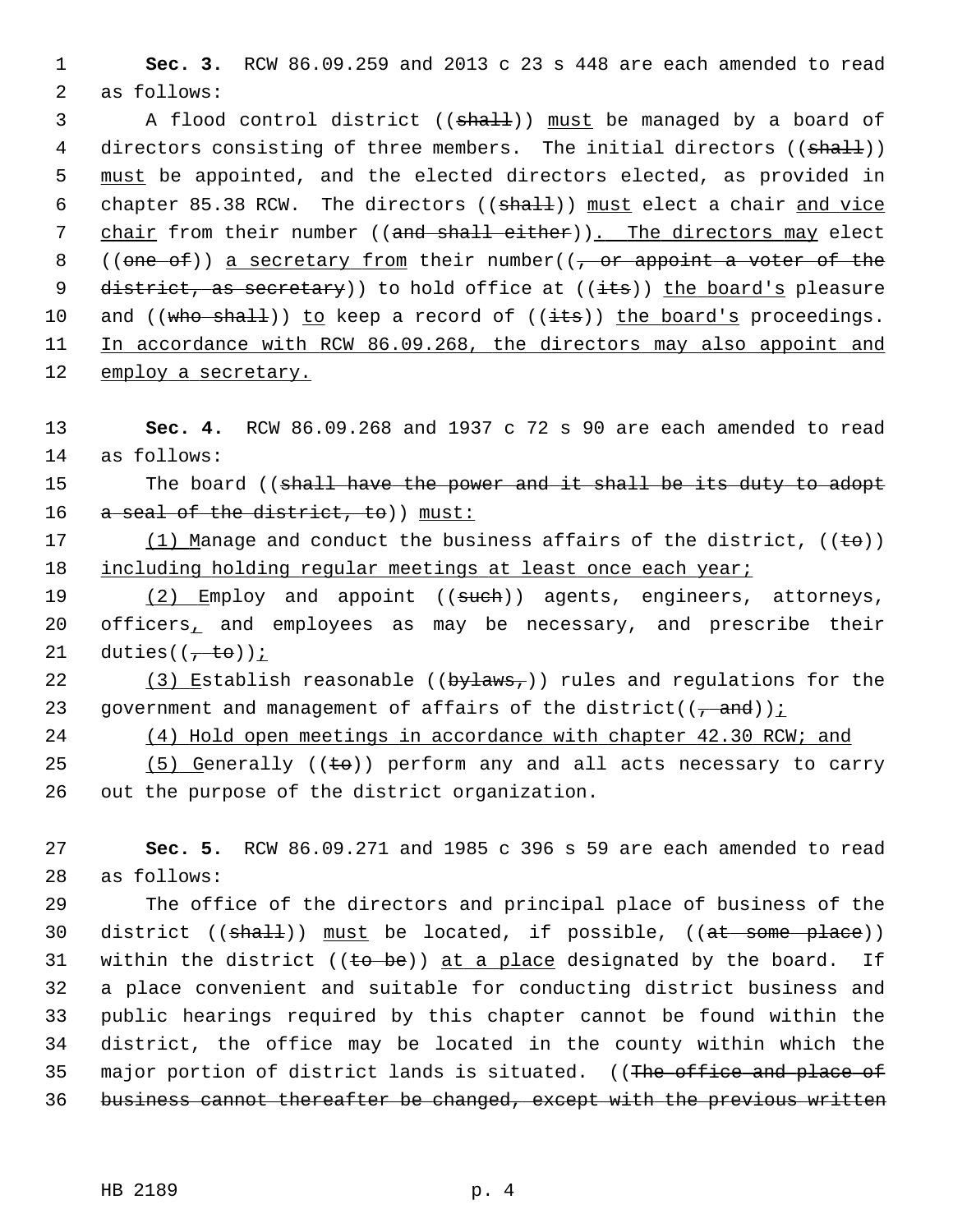**Sec. 3.** RCW 86.09.259 and 2013 c 23 s 448 are each amended to read as follows:

A flood control district ((~~shall~~)) <u>must</u> be managed by a board of directors consisting of three members. The initial directors ((~~shall~~)) <u>must</u> be appointed, and the elected directors elected, as provided in chapter 85.38 RCW. The directors ((~~shall~~)) <u>must</u> elect a chair <u>and vice chair</u> from their number ((~~and shall either~~))<u>. The directors may</u> elect ((~~one of~~)) <u>a secretary from</u> their number((~~, or appoint a voter of the district, as secretary~~)) to hold office at ((~~its~~)) <u>the board's</u> pleasure and ((~~who shall~~)) <u>to</u> keep a record of ((~~its~~)) <u>the board's</u> proceedings. <u>In accordance with RCW 86.09.268, the directors may also appoint and employ a secretary.</u>

**Sec. 4.** RCW 86.09.268 and 1937 c 72 s 90 are each amended to read as follows:

The board ((~~shall have the power and it shall be its duty to adopt a seal of the district, to~~)) <u>must:</u>

<u>(1) M</u>anage and conduct the business affairs of the district, ((~~to~~)) <u>including holding regular meetings at least once each year;</u>

<u>(2) E</u>mploy and appoint ((~~such~~)) agents, engineers, attorneys, officers<u>,</u> and employees as may be necessary, and prescribe their duties((~~, to~~))<u>;</u>

<u>(3) E</u>stablish reasonable ((~~bylaws,~~)) rules and regulations for the government and management of affairs of the district((~~, and~~))<u>;</u>

<u>(4) Hold open meetings in accordance with chapter 42.30 RCW; and</u>

<u>(5) G</u>enerally ((~~to~~)) perform any and all acts necessary to carry out the purpose of the district organization.

**Sec. 5.** RCW 86.09.271 and 1985 c 396 s 59 are each amended to read as follows:

The office of the directors and principal place of business of the district ((~~shall~~)) <u>must</u> be located, if possible, ((~~at some place~~)) within the district ((~~to be~~)) <u>at a place</u> designated by the board. If a place convenient and suitable for conducting district business and public hearings required by this chapter cannot be found within the district, the office may be located in the county within which the major portion of district lands is situated. ((~~The office and place of business cannot thereafter be changed, except with the previous written~~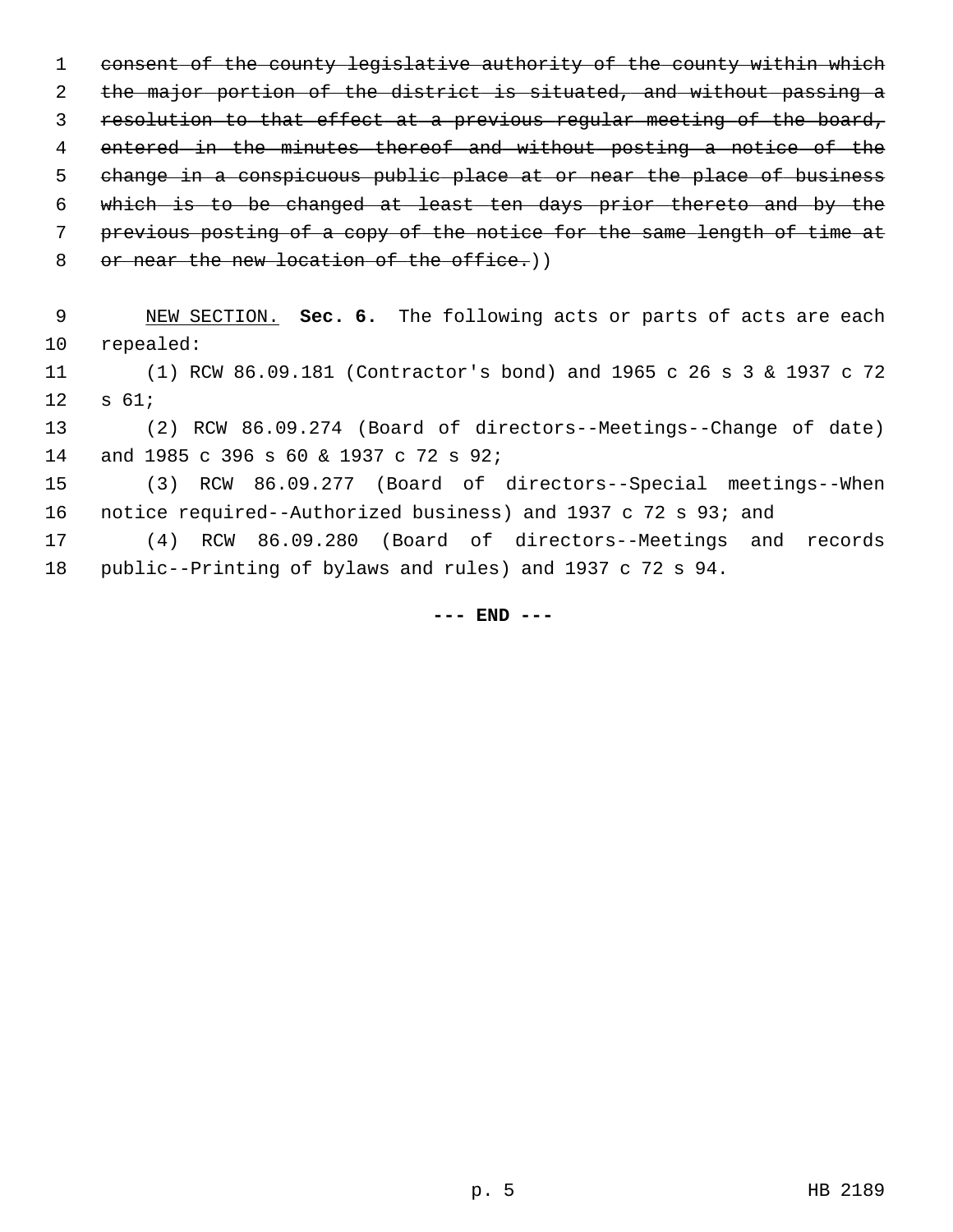~~consent of the county legislative authority of the county within which the major portion of the district is situated, and without passing a resolution to that effect at a previous regular meeting of the board, entered in the minutes thereof and without posting a notice of the change in a conspicuous public place at or near the place of business which is to be changed at least ten days prior thereto and by the previous posting of a copy of the notice for the same length of time at or near the new location of the office.~~))

NEW SECTION. **Sec. 6.** The following acts or parts of acts are each repealed:

(1) RCW 86.09.181 (Contractor's bond) and 1965 c 26 s 3 & 1937 c 72 s 61;

(2) RCW 86.09.274 (Board of directors--Meetings--Change of date) and 1985 c 396 s 60 & 1937 c 72 s 92;

(3) RCW 86.09.277 (Board of directors--Special meetings--When notice required--Authorized business) and 1937 c 72 s 93; and

(4) RCW 86.09.280 (Board of directors--Meetings and records public--Printing of bylaws and rules) and 1937 c 72 s 94.

**--- END ---**